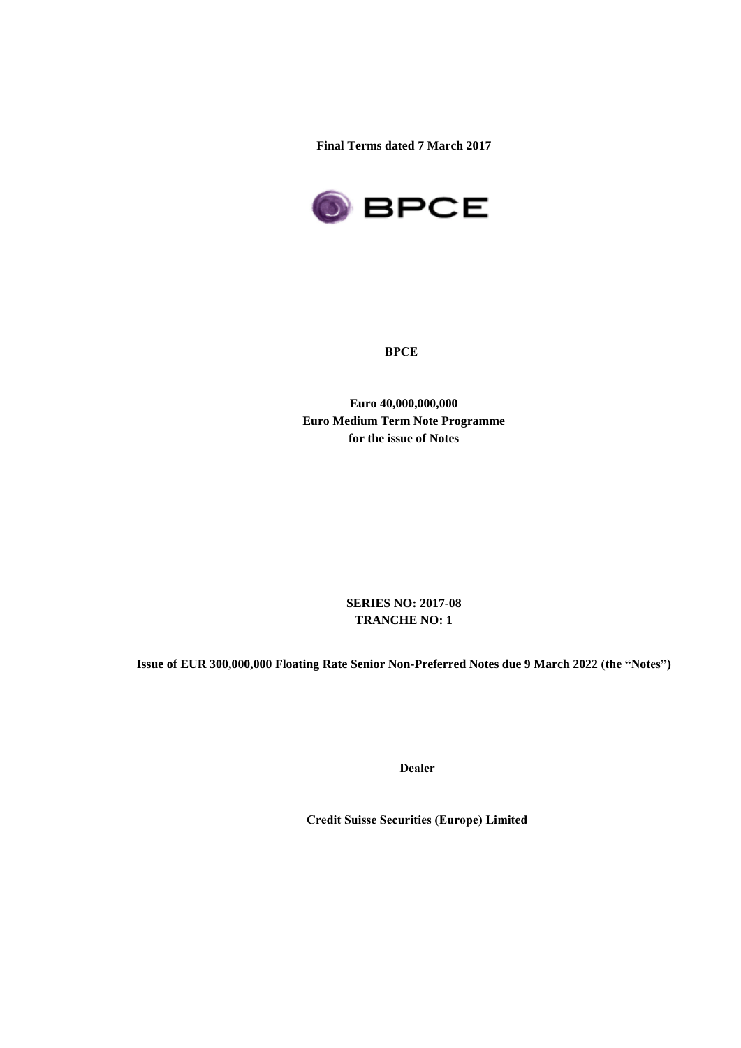**Final Terms dated 7 March 2017**

**BPCE**

**BPCE**

**Euro 40,000,000,000**
**Euro Medium Term Note Programme**
**for the issue of Notes**

**SERIES NO: 2017-08**
**TRANCHE NO: 1**

**Issue of EUR 300,000,000 Floating Rate Senior Non-Preferred Notes due 9 March 2022 (the "Notes")**

**Dealer**

**Credit Suisse Securities (Europe) Limited**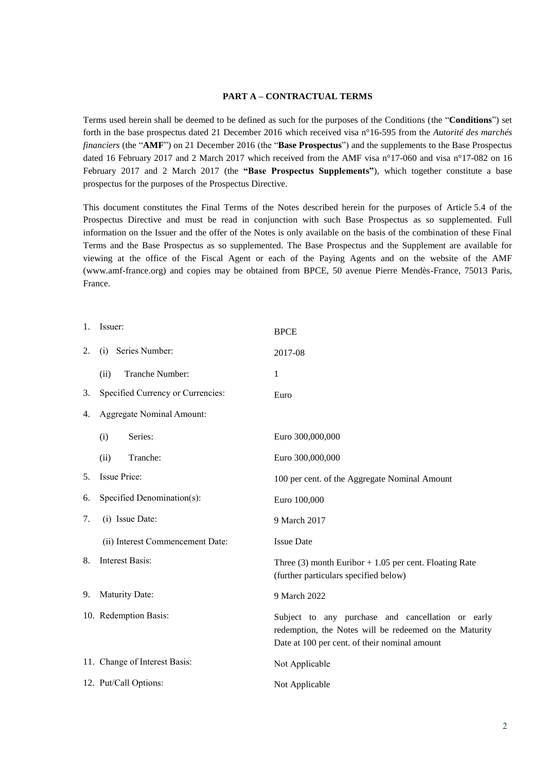## PART A – CONTRACTUAL TERMS

Terms used herein shall be deemed to be defined as such for the purposes of the Conditions (the "**Conditions**") set forth in the base prospectus dated 21 December 2016 which received visa n°16-595 from the *Autorité des marchés financiers* (the "**AMF**") on 21 December 2016 (the "**Base Prospectus**") and the supplements to the Base Prospectus dated 16 February 2017 and 2 March 2017 which received from the AMF visa n°17-060 and visa n°17-082 on 16 February 2017 and 2 March 2017 (the **"Base Prospectus Supplements"**), which together constitute a base prospectus for the purposes of the Prospectus Directive.

This document constitutes the Final Terms of the Notes described herein for the purposes of Article 5.4 of the Prospectus Directive and must be read in conjunction with such Base Prospectus as so supplemented. Full information on the Issuer and the offer of the Notes is only available on the basis of the combination of these Final Terms and the Base Prospectus as so supplemented. The Base Prospectus and the Supplement are available for viewing at the office of the Fiscal Agent or each of the Paying Agents and on the website of the AMF (www.amf-france.org) and copies may be obtained from BPCE, 50 avenue Pierre Mendès-France, 75013 Paris, France.

| | |
|---|---|
| 1. Issuer: | BPCE |
| 2. (i) Series Number: | 2017-08 |
| (ii) Tranche Number: | 1 |
| 3. Specified Currency or Currencies: | Euro |
| 4. Aggregate Nominal Amount: | |
| (i) Series: | Euro 300,000,000 |
| (ii) Tranche: | Euro 300,000,000 |
| 5. Issue Price: | 100 per cent. of the Aggregate Nominal Amount |
| 6. Specified Denomination(s): | Euro 100,000 |
| 7. (i) Issue Date: | 9 March 2017 |
| (ii) Interest Commencement Date: | Issue Date |
| 8. Interest Basis: | Three (3) month Euribor + 1.05 per cent. Floating Rate (further particulars specified below) |
| 9. Maturity Date: | 9 March 2022 |
| 10. Redemption Basis: | Subject to any purchase and cancellation or early redemption, the Notes will be redeemed on the Maturity Date at 100 per cent. of their nominal amount |
| 11. Change of Interest Basis: | Not Applicable |
| 12. Put/Call Options: | Not Applicable |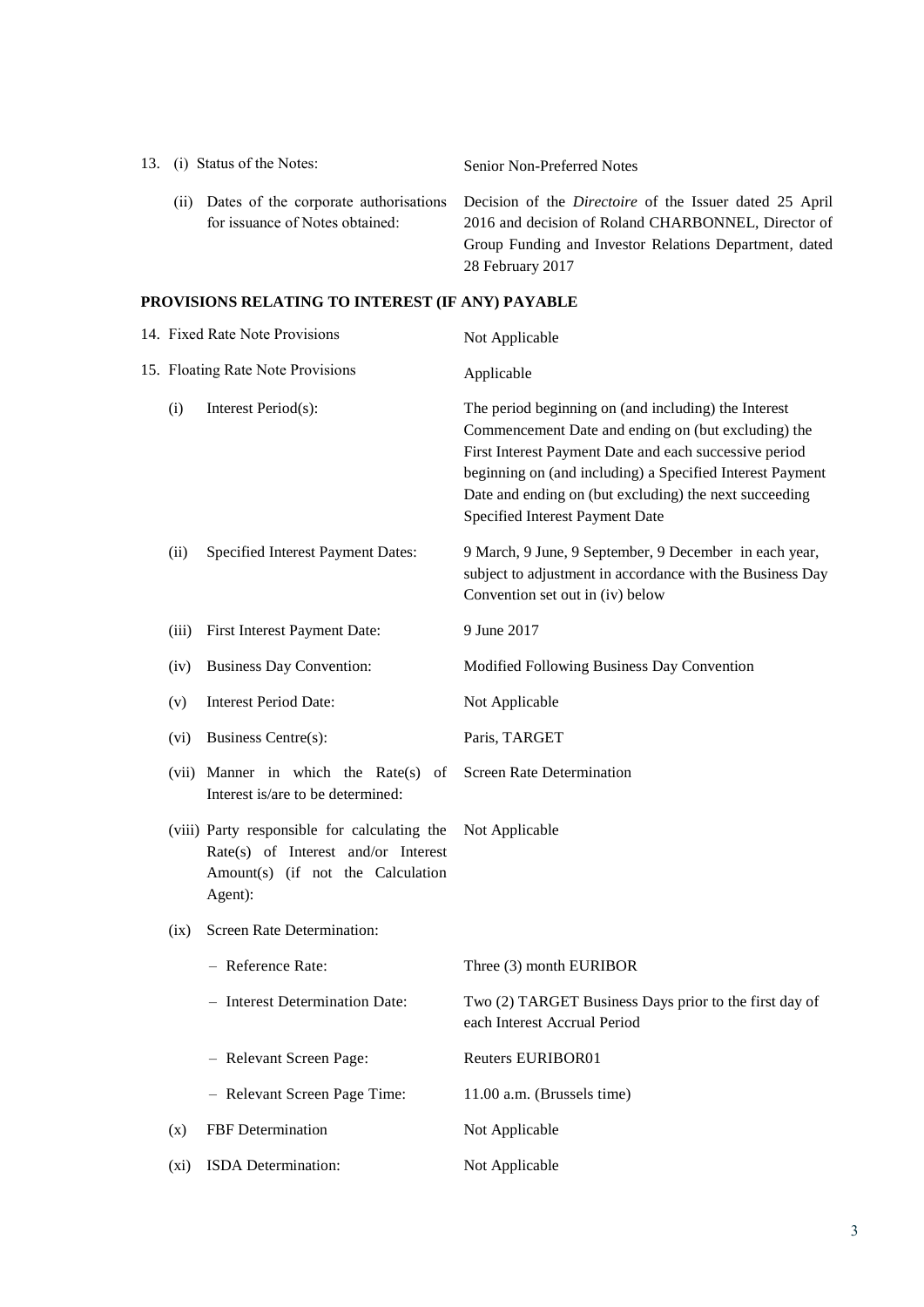| | |
|---|---|
| 13. (i) Status of the Notes: | Senior Non-Preferred Notes |
| (ii) Dates of the corporate authorisations for issuance of Notes obtained: | Decision of the *Directoire* of the Issuer dated 25 April 2016 and decision of Roland CHARBONNEL, Director of Group Funding and Investor Relations Department, dated 28 February 2017 |

**PROVISIONS RELATING TO INTEREST (IF ANY) PAYABLE**

| | |
|---|---|
| 14. Fixed Rate Note Provisions | Not Applicable |
| 15. Floating Rate Note Provisions | Applicable |
| (i) Interest Period(s): | The period beginning on (and including) the Interest Commencement Date and ending on (but excluding) the First Interest Payment Date and each successive period beginning on (and including) a Specified Interest Payment Date and ending on (but excluding) the next succeeding Specified Interest Payment Date |
| (ii) Specified Interest Payment Dates: | 9 March, 9 June, 9 September, 9 December in each year, subject to adjustment in accordance with the Business Day Convention set out in (iv) below |
| (iii) First Interest Payment Date: | 9 June 2017 |
| (iv) Business Day Convention: | Modified Following Business Day Convention |
| (v) Interest Period Date: | Not Applicable |
| (vi) Business Centre(s): | Paris, TARGET |
| (vii) Manner in which the Rate(s) of Interest is/are to be determined: | Screen Rate Determination |
| (viii) Party responsible for calculating the Rate(s) of Interest and/or Interest Amount(s) (if not the Calculation Agent): | Not Applicable |
| (ix) Screen Rate Determination: | |
| – Reference Rate: | Three (3) month EURIBOR |
| – Interest Determination Date: | Two (2) TARGET Business Days prior to the first day of each Interest Accrual Period |
| – Relevant Screen Page: | Reuters EURIBOR01 |
| – Relevant Screen Page Time: | 11.00 a.m. (Brussels time) |
| (x) FBF Determination | Not Applicable |
| (xi) ISDA Determination: | Not Applicable |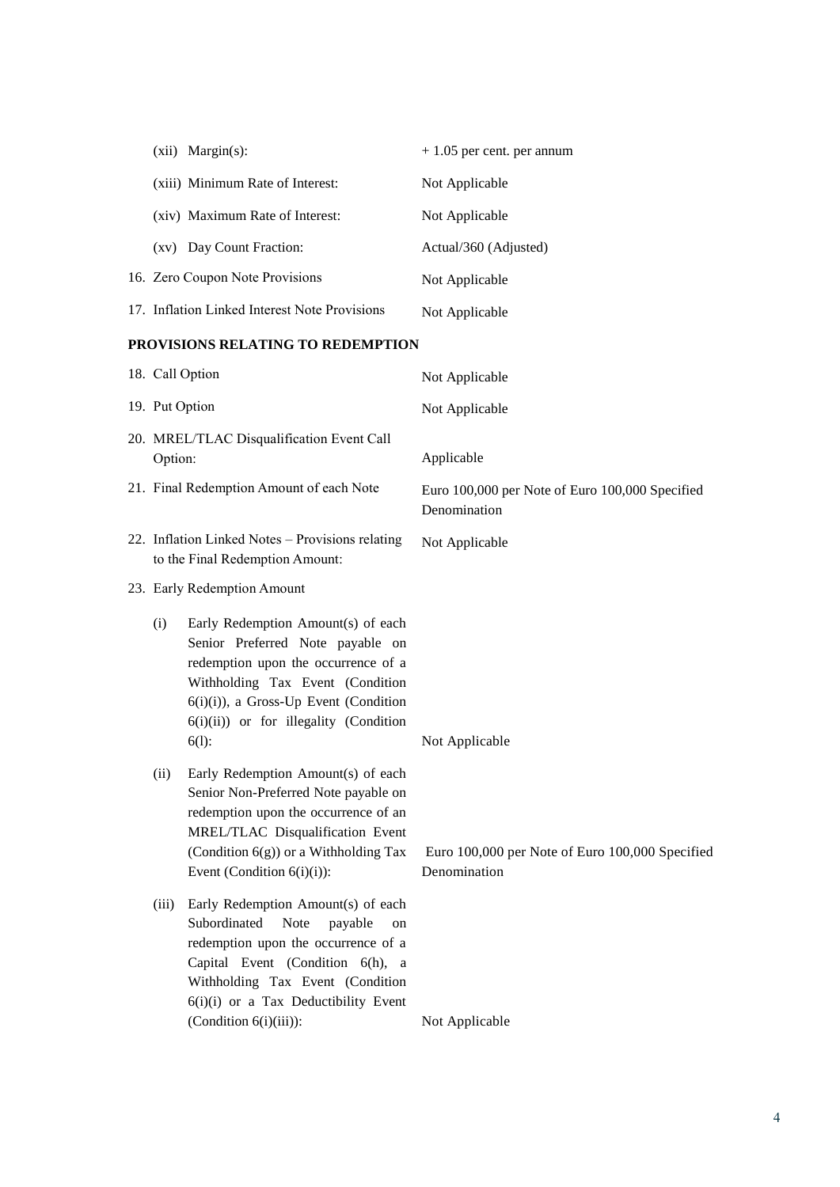| | |
|---|---|
| (xii) Margin(s): | + 1.05 per cent. per annum |
| (xiii) Minimum Rate of Interest: | Not Applicable |
| (xiv) Maximum Rate of Interest: | Not Applicable |
| (xv) Day Count Fraction: | Actual/360 (Adjusted) |
| 16. Zero Coupon Note Provisions | Not Applicable |
| 17. Inflation Linked Interest Note Provisions | Not Applicable |

**PROVISIONS RELATING TO REDEMPTION**

| | |
|---|---|
| 18. Call Option | Not Applicable |
| 19. Put Option | Not Applicable |
| 20. MREL/TLAC Disqualification Event Call Option: | Applicable |
| 21. Final Redemption Amount of each Note | Euro 100,000 per Note of Euro 100,000 Specified Denomination |
| 22. Inflation Linked Notes – Provisions relating to the Final Redemption Amount: | Not Applicable |
| 23. Early Redemption Amount | |
| (i) Early Redemption Amount(s) of each Senior Preferred Note payable on redemption upon the occurrence of a Withholding Tax Event (Condition 6(i)(i)), a Gross-Up Event (Condition 6(i)(ii)) or for illegality (Condition 6(l): | Not Applicable |
| (ii) Early Redemption Amount(s) of each Senior Non-Preferred Note payable on redemption upon the occurrence of an MREL/TLAC Disqualification Event (Condition 6(g)) or a Withholding Tax Event (Condition 6(i)(i)): | Euro 100,000 per Note of Euro 100,000 Specified Denomination |
| (iii) Early Redemption Amount(s) of each Subordinated Note payable on redemption upon the occurrence of a Capital Event (Condition 6(h), a Withholding Tax Event (Condition 6(i)(i) or a Tax Deductibility Event (Condition 6(i)(iii)): | Not Applicable |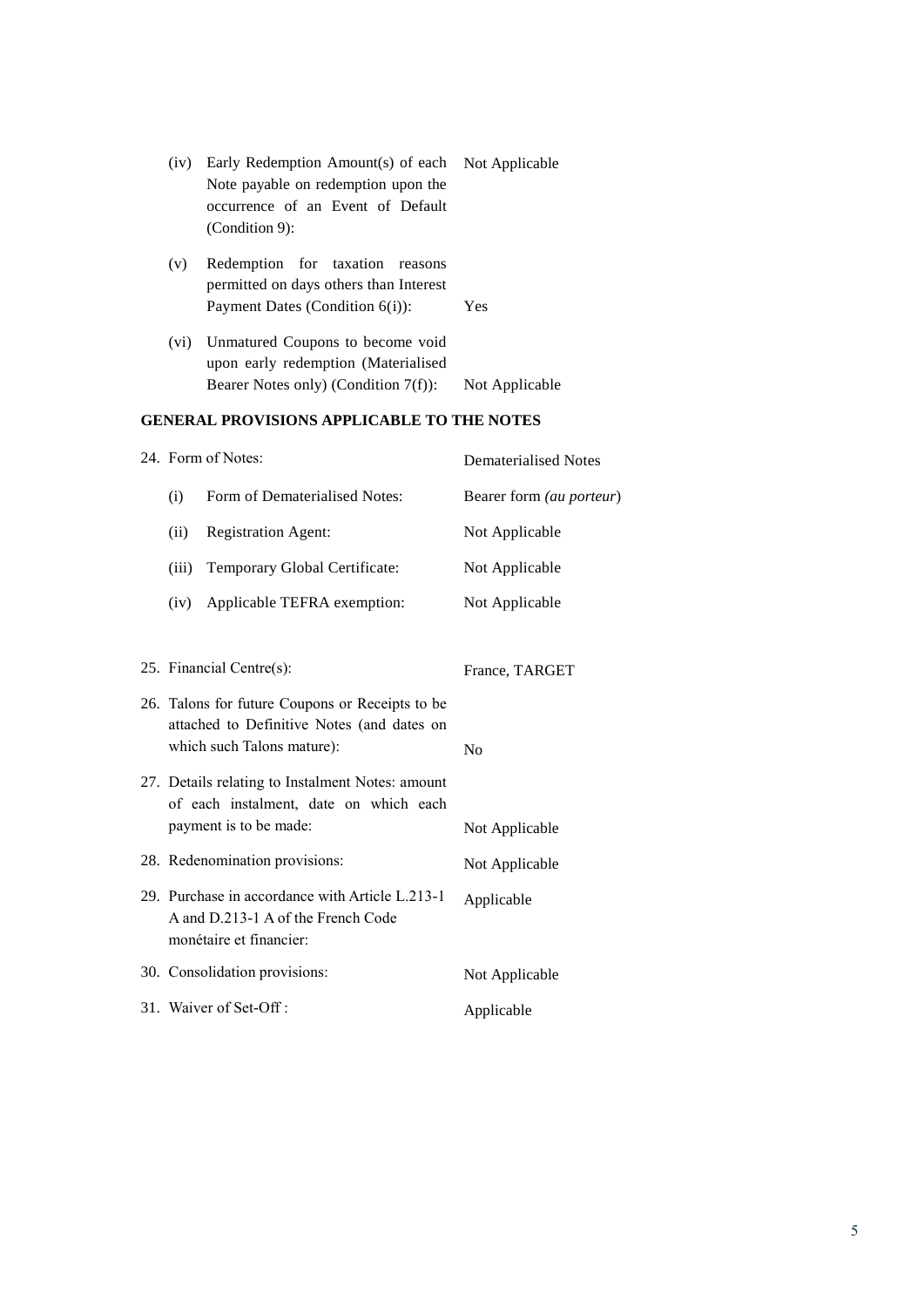(iv) Early Redemption Amount(s) of each Note payable on redemption upon the occurrence of an Event of Default (Condition 9): Not Applicable

(v) Redemption for taxation reasons permitted on days others than Interest Payment Dates (Condition 6(i)): Yes

(vi) Unmatured Coupons to become void upon early redemption (Materialised Bearer Notes only) (Condition 7(f)): Not Applicable

**GENERAL PROVISIONS APPLICABLE TO THE NOTES**

24. Form of Notes: Dematerialised Notes

    (i) Form of Dematerialised Notes: Bearer form *(au porteur)*

    (ii) Registration Agent: Not Applicable

    (iii) Temporary Global Certificate: Not Applicable

    (iv) Applicable TEFRA exemption: Not Applicable

25. Financial Centre(s): France, TARGET

26. Talons for future Coupons or Receipts to be attached to Definitive Notes (and dates on which such Talons mature): No

27. Details relating to Instalment Notes: amount of each instalment, date on which each payment is to be made: Not Applicable

28. Redenomination provisions: Not Applicable

29. Purchase in accordance with Article L.213-1 A and D.213-1 A of the French Code monétaire et financier: Applicable

30. Consolidation provisions: Not Applicable

31. Waiver of Set-Off : Applicable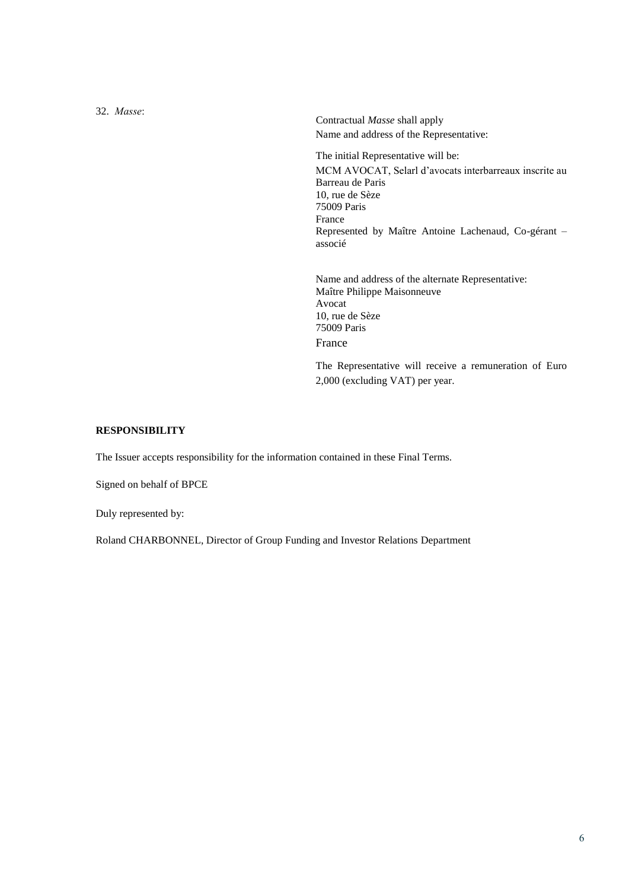32. *Masse*:

Contractual *Masse* shall apply

Name and address of the Representative:

The initial Representative will be:

MCM AVOCAT, Selarl d'avocats interbarreaux inscrite au Barreau de Paris
10, rue de Sèze
75009 Paris
France
Represented by Maître Antoine Lachenaud, Co-gérant – associé

Name and address of the alternate Representative:
Maître Philippe Maisonneuve
Avocat
10, rue de Sèze
75009 Paris
France

The Representative will receive a remuneration of Euro 2,000 (excluding VAT) per year.

**RESPONSIBILITY**

The Issuer accepts responsibility for the information contained in these Final Terms.

Signed on behalf of BPCE

Duly represented by:

Roland CHARBONNEL, Director of Group Funding and Investor Relations Department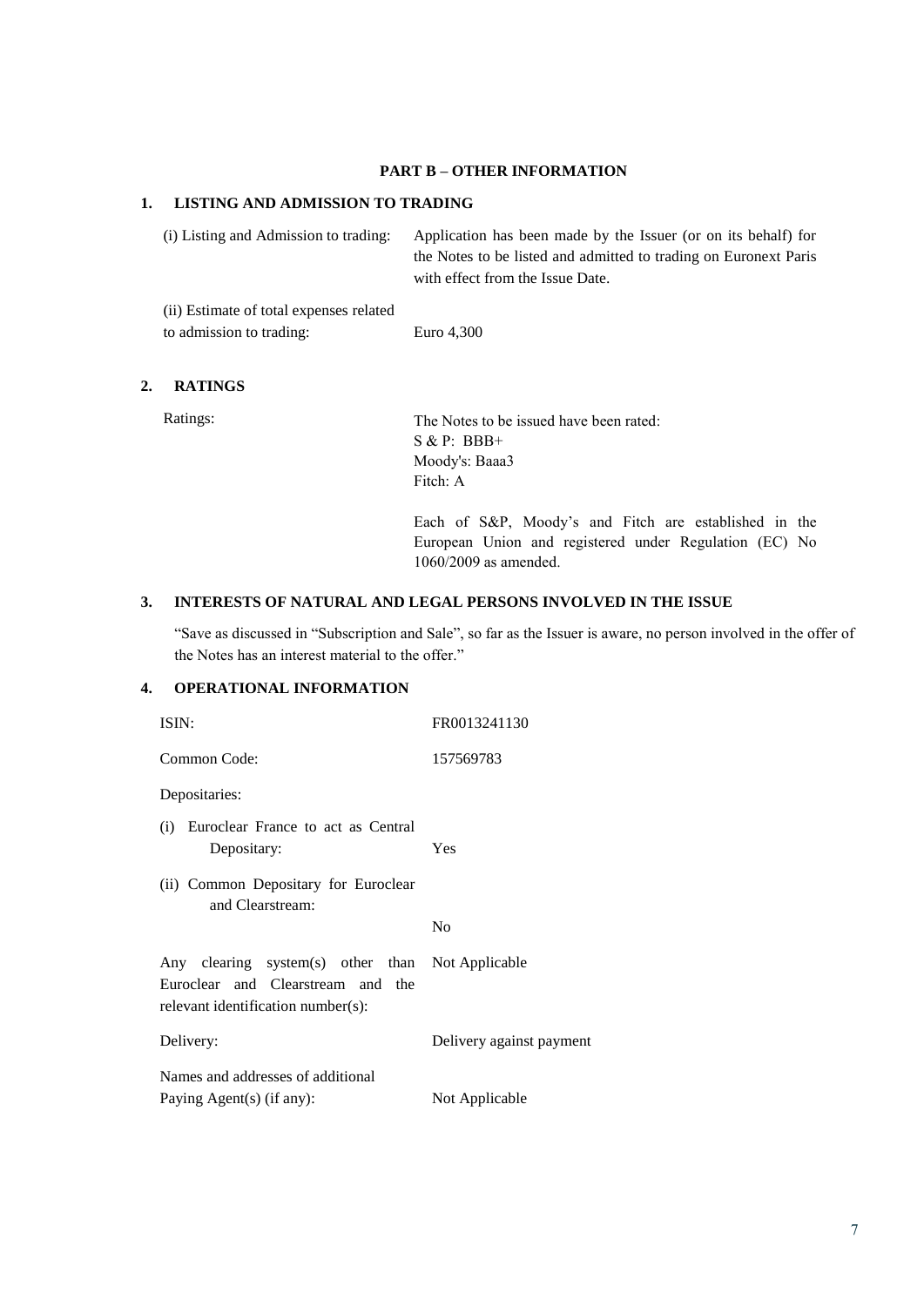## PART B – OTHER INFORMATION

### 1. LISTING AND ADMISSION TO TRADING

| | |
|---|---|
| (i) Listing and Admission to trading: | Application has been made by the Issuer (or on its behalf) for the Notes to be listed and admitted to trading on Euronext Paris with effect from the Issue Date. |
| (ii) Estimate of total expenses related to admission to trading: | Euro 4,300 |

### 2. RATINGS

| | |
|---|---|
| Ratings: | The Notes to be issued have been rated:<br>S & P: BBB+<br>Moody's: Baaa3<br>Fitch: A<br><br>Each of S&P, Moody's and Fitch are established in the European Union and registered under Regulation (EC) No 1060/2009 as amended. |

### 3. INTERESTS OF NATURAL AND LEGAL PERSONS INVOLVED IN THE ISSUE

"Save as discussed in "Subscription and Sale", so far as the Issuer is aware, no person involved in the offer of the Notes has an interest material to the offer."

### 4. OPERATIONAL INFORMATION

| | |
|---|---|
| ISIN: | FR0013241130 |
| Common Code: | 157569783 |
| Depositaries: | |
| (i) Euroclear France to act as Central Depositary: | Yes |
| (ii) Common Depositary for Euroclear and Clearstream: | No |
| Any clearing system(s) other than Euroclear and Clearstream and the relevant identification number(s): | Not Applicable |
| Delivery: | Delivery against payment |
| Names and addresses of additional Paying Agent(s) (if any): | Not Applicable |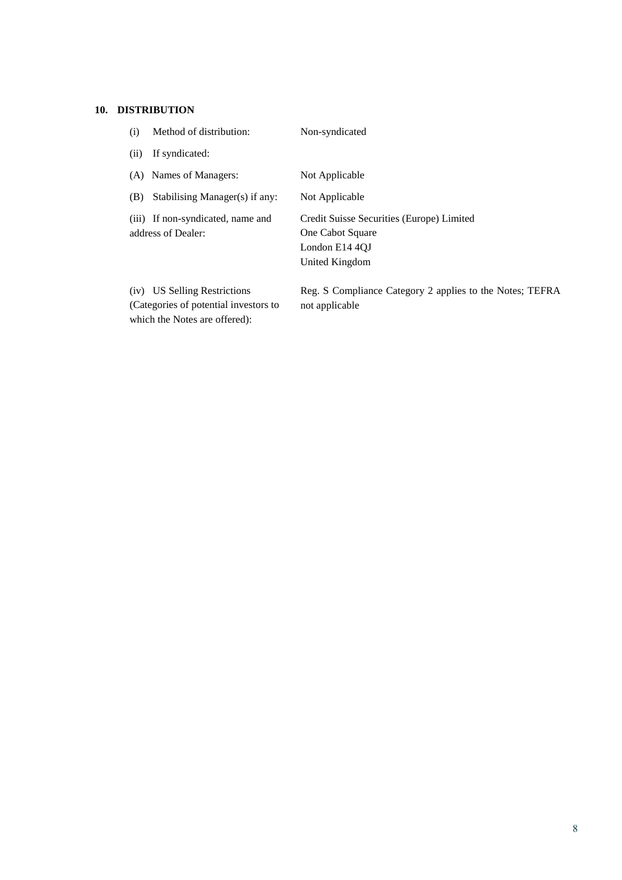## 10. DISTRIBUTION

| | |
|---|---|
| (i) Method of distribution: | Non-syndicated |
| (ii) If syndicated: | |
| (A) Names of Managers: | Not Applicable |
| (B) Stabilising Manager(s) if any: | Not Applicable |
| (iii) If non-syndicated, name and address of Dealer: | Credit Suisse Securities (Europe) Limited<br>One Cabot Square<br>London E14 4QJ<br>United Kingdom |
| (iv) US Selling Restrictions (Categories of potential investors to which the Notes are offered): | Reg. S Compliance Category 2 applies to the Notes; TEFRA not applicable |